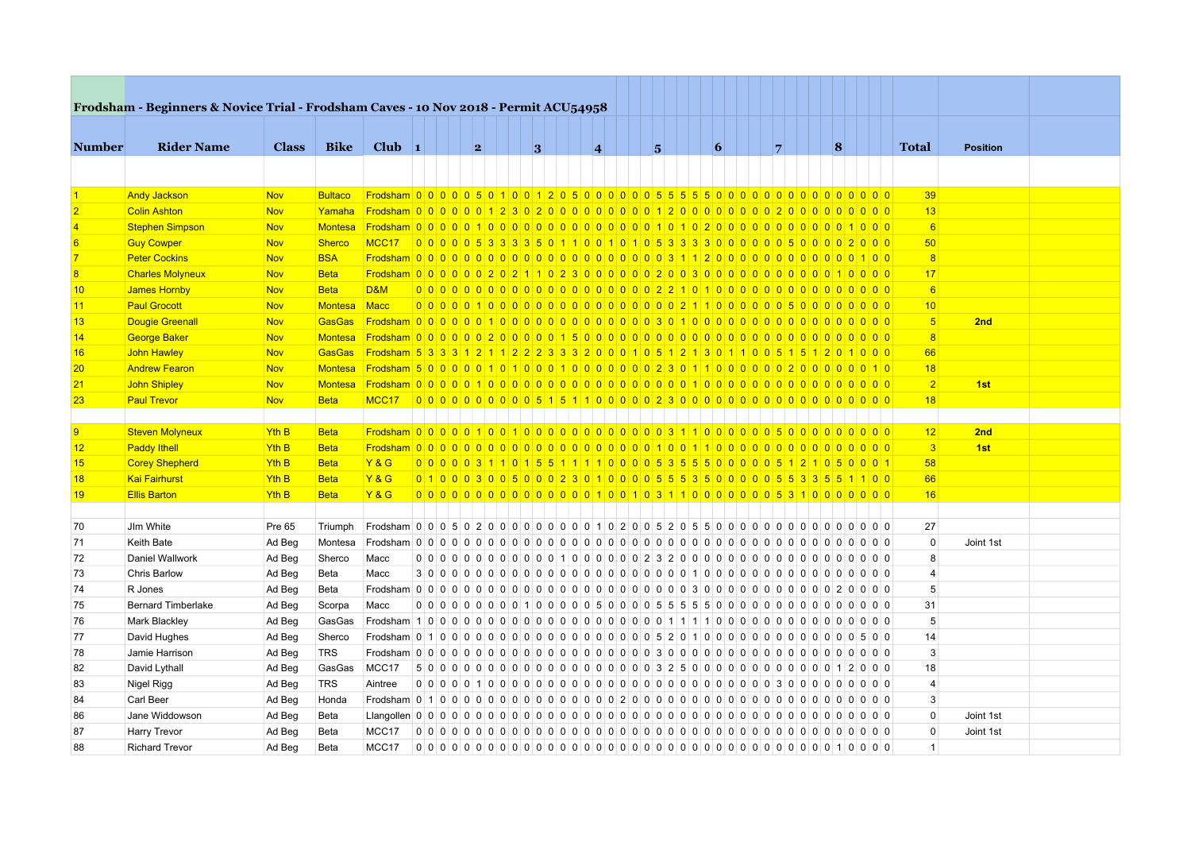# Frodsham - Beginners & Novice Trial - Frodsham Caves - 10 Nov 2018 - Permit ACU54958

Section columns show the five scores recorded at each section.

| Number | Rider Name | Class | Bike | Club | 1 | 2 | 3 | 4 | 5 | 6 | 7 | 8 | Total | Position |
|---|---|---|---|---|---|---|---|---|---|---|---|---|---|---|
| 1 | Andy Jackson | Nov | Bultaco | Frodsham | 0 0 0 0 0 | 5 0 1 0 0 | 1 2 0 5 0 | 0 0 0 0 0 | 0 0 5 5 5 | 5 5 0 0 0 | 0 0 0 0 0 | 0 0 0 0 0 | 39 | |
| 2 | Colin Ashton | Nov | Yamaha | Frodsham | 0 0 0 0 0 | 0 1 2 3 0 | 2 0 0 0 0 | 0 0 0 0 0 | 0 1 2 0 0 | 0 0 0 0 0 | 0 2 0 0 0 | 0 0 0 0 0 | 13 | |
| 4 | Stephen Simpson | Nov | Montesa | Frodsham | 0 0 0 0 0 | 1 0 0 0 0 | 0 0 0 0 0 | 0 0 0 0 0 | 0 1 0 1 0 | 2 0 0 0 0 | 0 0 0 0 0 | 0 1 0 0 0 | 6 | |
| 6 | Guy Cowper | Nov | Sherco | MCC17 | 0 0 0 0 0 | 5 3 3 3 3 | 5 0 1 1 0 | 0 1 0 1 0 | 5 3 3 3 3 | 0 0 0 0 0 | 0 5 0 0 0 | 0 2 0 0 0 | 50 | |
| 7 | Peter Cockins | Nov | BSA | Frodsham | 0 0 0 0 0 | 0 0 0 0 0 | 0 0 0 0 0 | 0 0 0 0 0 | 0 0 0 3 1 | 1 2 0 0 0 | 0 0 0 0 0 | 0 0 1 0 0 | 8 | |
| 8 | Charles Molyneux | Nov | Beta | Frodsham | 0 0 0 0 0 | 0 2 0 2 1 | 1 0 2 3 0 | 0 0 0 0 0 | 0 2 0 0 3 | 0 0 0 0 0 | 0 0 0 0 0 | 1 0 0 0 0 | 17 | |
| 10 | James Hornby | Nov | Beta | D&M | 0 0 0 0 0 | 0 0 0 0 0 | 0 0 0 0 0 | 0 0 0 0 0 | 0 0 2 2 1 | 0 1 0 0 0 | 0 0 0 0 0 | 0 0 0 0 0 | 6 | |
| 11 | Paul Grocott | Nov | Montesa | Macc | 0 0 0 0 0 | 1 0 0 0 0 | 0 0 0 0 0 | 0 0 0 0 0 | 0 0 2 1 1 | 0 0 0 0 0 | 0 5 0 0 0 | 0 0 0 0 0 | 10 | |
| 13 | Dougie Greenall | Nov | GasGas | Frodsham | 0 0 0 0 0 | 1 0 0 0 0 | 0 0 0 0 0 | 0 0 0 0 0 | 0 0 3 0 1 | 0 0 0 0 0 | 0 0 0 0 0 | 0 0 0 0 0 | 5 | 2nd |
| 14 | George Baker | Nov | Montesa | Frodsham | 0 0 0 0 0 | 0 2 0 0 0 | 0 0 1 5 0 | 0 0 0 0 0 | 0 0 0 0 0 | 0 0 0 0 0 | 0 0 0 0 0 | 0 0 0 0 0 | 8 | |
| 16 | John Hawley | Nov | GasGas | Frodsham | 5 3 3 3 1 | 2 1 1 2 2 | 2 3 3 3 2 | 0 0 0 1 0 | 5 1 2 1 3 | 0 1 1 0 0 | 5 1 5 1 2 | 0 1 0 0 0 | 66 | |
| 20 | Andrew Fearon | Nov | Montesa | Frodsham | 5 0 0 0 0 | 0 1 0 1 0 | 0 0 1 0 0 | 0 0 0 0 0 | 2 3 0 1 1 | 0 0 0 0 0 | 0 2 0 0 0 | 0 0 0 1 0 | 18 | |
| 21 | John Shipley | Nov | Montesa | Frodsham | 0 0 0 0 0 | 1 0 0 0 0 | 0 0 0 0 0 | 0 0 0 0 0 | 0 0 0 0 1 | 0 0 0 0 0 | 0 0 0 0 0 | 0 0 0 0 0 | 2 | 1st |
| 23 | Paul Trevor | Nov | Beta | MCC17 | 0 0 0 0 0 | 0 0 0 0 0 | 0 5 1 5 1 | 1 0 0 0 0 | 0 2 3 0 0 | 0 0 0 0 0 | 0 0 0 0 0 | 0 0 0 0 0 | 18 | |
| 9 | Steven Molyneux | Yth B | Beta | Frodsham | 0 0 0 0 0 | 1 0 0 1 0 | 0 0 0 0 0 | 0 0 0 0 0 | 0 0 3 1 1 | 0 0 0 0 0 | 0 5 0 0 0 | 0 0 0 0 0 | 12 | 2nd |
| 12 | Paddy Ithell | Yth B | Beta | Frodsham | 0 0 0 0 0 | 0 0 0 0 0 | 0 0 0 0 0 | 0 0 0 0 0 | 0 1 0 0 1 | 1 0 0 0 0 | 0 0 0 0 0 | 0 0 0 0 0 | 3 | 1st |
| 15 | Corey Shepherd | Yth B | Beta | Y & G | 0 0 0 0 0 | 3 1 1 0 1 | 5 5 1 1 1 | 1 0 0 0 0 | 5 3 5 5 5 | 0 0 0 0 0 | 5 1 2 1 0 | 5 0 0 0 1 | 58 | |
| 18 | Kai Fairhurst | Yth B | Beta | Y & G | 0 1 0 0 0 | 3 0 0 5 0 | 0 0 2 3 0 | 1 0 0 0 0 | 5 5 5 3 5 | 0 0 0 0 0 | 5 5 3 3 5 | 5 1 1 0 0 | 66 | |
| 19 | Ellis Barton | Yth B | Beta | Y & G | 0 0 0 0 0 | 0 0 0 0 0 | 0 0 0 0 0 | 0 1 0 0 1 | 0 3 1 1 0 | 0 0 0 0 0 | 0 0 5 3 1 | 0 0 0 0 0 | 16 | |
| 70 | JIm White | Pre 65 | Triumph | Frodsham | 0 0 0 5 0 | 2 0 0 0 0 | 0 0 0 0 0 | 0 1 0 2 0 | 0 5 2 0 5 | 5 0 0 0 0 | 0 0 0 0 0 | 0 0 0 0 0 | 27 | |
| 71 | Keith Bate | Ad Beg | Montesa | Frodsham | 0 0 0 0 0 | 0 0 0 0 0 | 0 0 0 0 0 | 0 0 0 0 0 | 0 0 0 0 0 | 0 0 0 0 0 | 0 0 0 0 0 | 0 0 0 0 0 | 0 | Joint 1st |
| 72 | Daniel Wallwork | Ad Beg | Sherco | Macc | 0 0 0 0 0 | 0 0 0 0 0 | 0 0 0 1 0 | 0 0 0 0 0 | 0 2 3 2 0 | 0 0 0 0 0 | 0 0 0 0 0 | 0 0 0 0 0 | 8 | |
| 73 | Chris Barlow | Ad Beg | Beta | Macc | 3 0 0 0 0 | 0 0 0 0 0 | 0 0 0 0 0 | 0 0 0 0 0 | 0 0 0 0 0 | 1 0 0 0 0 | 0 0 0 0 0 | 0 0 0 0 0 | 4 | |
| 74 | R Jones | Ad Beg | Beta | Frodsham | 0 0 0 0 0 | 0 0 0 0 0 | 0 0 0 0 0 | 0 0 0 0 0 | 0 0 0 0 0 | 3 0 0 0 0 | 0 0 0 0 0 | 2 0 0 0 0 | 5 | |
| 75 | Bernard Timberlake | Ad Beg | Scorpa | Macc | 0 0 0 0 0 | 0 0 0 0 1 | 0 0 0 0 0 | 5 0 0 0 0 | 5 5 5 5 5 | 0 0 0 0 0 | 0 0 0 0 0 | 0 0 0 0 0 | 31 | |
| 76 | Mark Blackley | Ad Beg | GasGas | Frodsham | 1 0 0 0 0 | 0 0 0 0 0 | 0 0 0 0 0 | 0 0 0 0 0 | 0 0 0 1 1 | 1 1 0 0 0 | 0 0 0 0 0 | 0 0 0 0 0 | 5 | |
| 77 | David Hughes | Ad Beg | Sherco | Frodsham | 0 1 0 0 0 | 0 0 0 0 0 | 0 0 0 0 0 | 0 0 0 0 0 | 0 5 2 0 1 | 0 0 0 0 0 | 0 0 0 0 0 | 0 0 5 0 0 | 14 | |
| 78 | Jamie Harrison | Ad Beg | TRS | Frodsham | 0 0 0 0 0 | 0 0 0 0 0 | 0 0 0 0 0 | 0 0 0 0 0 | 0 0 0 3 0 | 0 0 0 0 0 | 0 0 0 0 0 | 0 0 0 0 0 | 3 | |
| 82 | David Lythall | Ad Beg | GasGas | MCC17 | 5 0 0 0 0 | 0 0 0 0 0 | 0 0 0 0 0 | 0 0 0 0 0 | 0 0 3 2 5 | 0 0 0 0 0 | 0 0 0 0 0 | 0 1 2 0 0 | 18 | |
| 83 | Nigel Rigg | Ad Beg | TRS | Aintree | 0 0 0 0 0 | 1 0 0 0 0 | 0 0 0 0 0 | 0 0 0 0 0 | 0 0 0 0 0 | 0 0 0 0 0 | 0 3 0 0 0 | 0 0 0 0 0 | 4 | |
| 84 | Carl Beer | Ad Beg | Honda | Frodsham | 0 1 0 0 0 | 0 0 0 0 0 | 0 0 0 0 0 | 0 0 0 2 0 | 0 0 0 0 0 | 0 0 0 0 0 | 0 0 0 0 0 | 0 0 0 0 0 | 3 | |
| 86 | Jane Widdowson | Ad Beg | Beta | Llangollen | 0 0 0 0 0 | 0 0 0 0 0 | 0 0 0 0 0 | 0 0 0 0 0 | 0 0 0 0 0 | 0 0 0 0 0 | 0 0 0 0 0 | 0 0 0 0 0 | 0 | Joint 1st |
| 87 | Harry Trevor | Ad Beg | Beta | MCC17 | 0 0 0 0 0 | 0 0 0 0 0 | 0 0 0 0 0 | 0 0 0 0 0 | 0 0 0 0 0 | 0 0 0 0 0 | 0 0 0 0 0 | 0 0 0 0 0 | 0 | Joint 1st |
| 88 | Richard Trevor | Ad Beg | Beta | MCC17 | 0 0 0 0 0 | 0 0 0 0 0 | 0 0 0 0 0 | 0 0 0 0 0 | 0 0 0 0 0 | 0 0 0 0 0 | 0 0 0 0 0 | 1 0 0 0 0 | 1 | |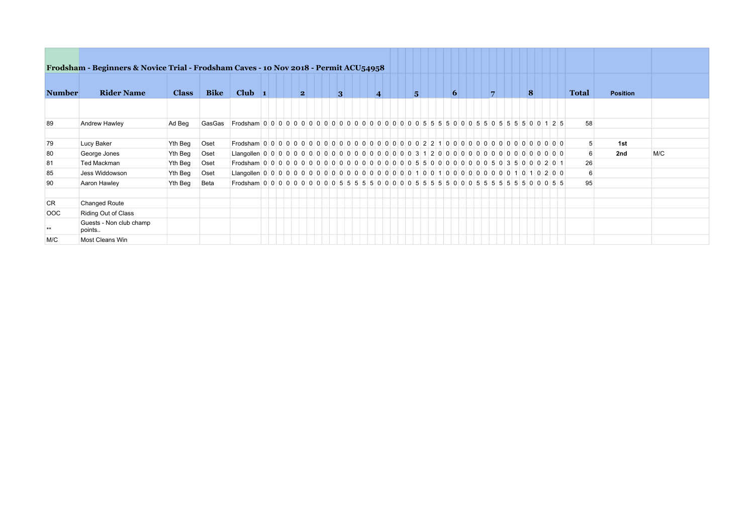## Frodsham - Beginners & Novice Trial - Frodsham Caves - 10 Nov 2018 - Permit ACU54958

| Number | Rider Name | Class | Bike | Club | 1 | | | | | 2 | | | | | 3 | | | | | 4 | | | | | 5 | | | | | 6 | | | | | 7 | | | | | 8 | | | | | Total | Position | |
|---|---|---|---|---|---|---|---|---|---|---|---|---|---|---|---|---|---|---|---|---|---|---|---|---|---|---|---|---|---|---|---|---|---|---|---|---|---|---|---|---|---|---|---|---|---|---|---|
| | | | | | | | | | | | | | | | | | | | | | | | | | | | | | | | | | | | | | | | | | | | | | | | |
| 89 | Andrew Hawley | Ad Beg | GasGas | Frodsham | 0 | 0 | 0 | 0 | 0 | 0 | 0 | 0 | 0 | 0 | 0 | 0 | 0 | 0 | 0 | 0 | 0 | 0 | 0 | 0 | 0 | 5 | 5 | 5 | 5 | 0 | 0 | 0 | 5 | 5 | 0 | 5 | 5 | 5 | 5 | 0 | 0 | 1 | 2 | 5 | 58 | | |
| | | | | | | | | | | | | | | | | | | | | | | | | | | | | | | | | | | | | | | | | | | | | | | | |
| 79 | Lucy Baker | Yth Beg | Oset | Frodsham | 0 | 0 | 0 | 0 | 0 | 0 | 0 | 0 | 0 | 0 | 0 | 0 | 0 | 0 | 0 | 0 | 0 | 0 | 0 | 0 | 0 | 2 | 2 | 1 | 0 | 0 | 0 | 0 | 0 | 0 | 0 | 0 | 0 | 0 | 0 | 0 | 0 | 0 | 0 | 0 | 5 | 1st | |
| 80 | George Jones | Yth Beg | Oset | Llangollen | 0 | 0 | 0 | 0 | 0 | 0 | 0 | 0 | 0 | 0 | 0 | 0 | 0 | 0 | 0 | 0 | 0 | 0 | 0 | 0 | 3 | 1 | 2 | 0 | 0 | 0 | 0 | 0 | 0 | 0 | 0 | 0 | 0 | 0 | 0 | 0 | 0 | 0 | 0 | 0 | 6 | 2nd | M/C |
| 81 | Ted Mackman | Yth Beg | Oset | Frodsham | 0 | 0 | 0 | 0 | 0 | 0 | 0 | 0 | 0 | 0 | 0 | 0 | 0 | 0 | 0 | 0 | 0 | 0 | 0 | 0 | 5 | 5 | 0 | 0 | 0 | 0 | 0 | 0 | 0 | 0 | 5 | 0 | 3 | 5 | 0 | 0 | 0 | 2 | 0 | 1 | 26 | | |
| 85 | Jess Widdowson | Yth Beg | Oset | Llangollen | 0 | 0 | 0 | 0 | 0 | 0 | 0 | 0 | 0 | 0 | 0 | 0 | 0 | 0 | 0 | 0 | 0 | 0 | 0 | 0 | 1 | 0 | 0 | 1 | 0 | 0 | 0 | 0 | 0 | 0 | 0 | 0 | 0 | 1 | 0 | 1 | 0 | 2 | 0 | 0 | 6 | | |
| 90 | Aaron Hawley | Yth Beg | Beta | Frodsham | 0 | 0 | 0 | 0 | 0 | 0 | 0 | 0 | 0 | 0 | 5 | 5 | 5 | 5 | 5 | 0 | 0 | 0 | 0 | 0 | 5 | 5 | 5 | 5 | 5 | 0 | 0 | 0 | 5 | 5 | 5 | 5 | 5 | 5 | 5 | 0 | 0 | 0 | 5 | 5 | 95 | | |
| | | | | | | | | | | | | | | | | | | | | | | | | | | | | | | | | | | | | | | | | | | | | | | | |
| CR | Changed Route | | | | | | | | | | | | | | | | | | | | | | | | | | | | | | | | | | | | | | | | | | | | | | |
| OOC | Riding Out of Class | | | | | | | | | | | | | | | | | | | | | | | | | | | | | | | | | | | | | | | | | | | | | | |
| ** | Guests - Non club champ points.. | | | | | | | | | | | | | | | | | | | | | | | | | | | | | | | | | | | | | | | | | | | | | | |
| M/C | Most Cleans Win | | | | | | | | | | | | | | | | | | | | | | | | | | | | | | | | | | | | | | | | | | | | | | |